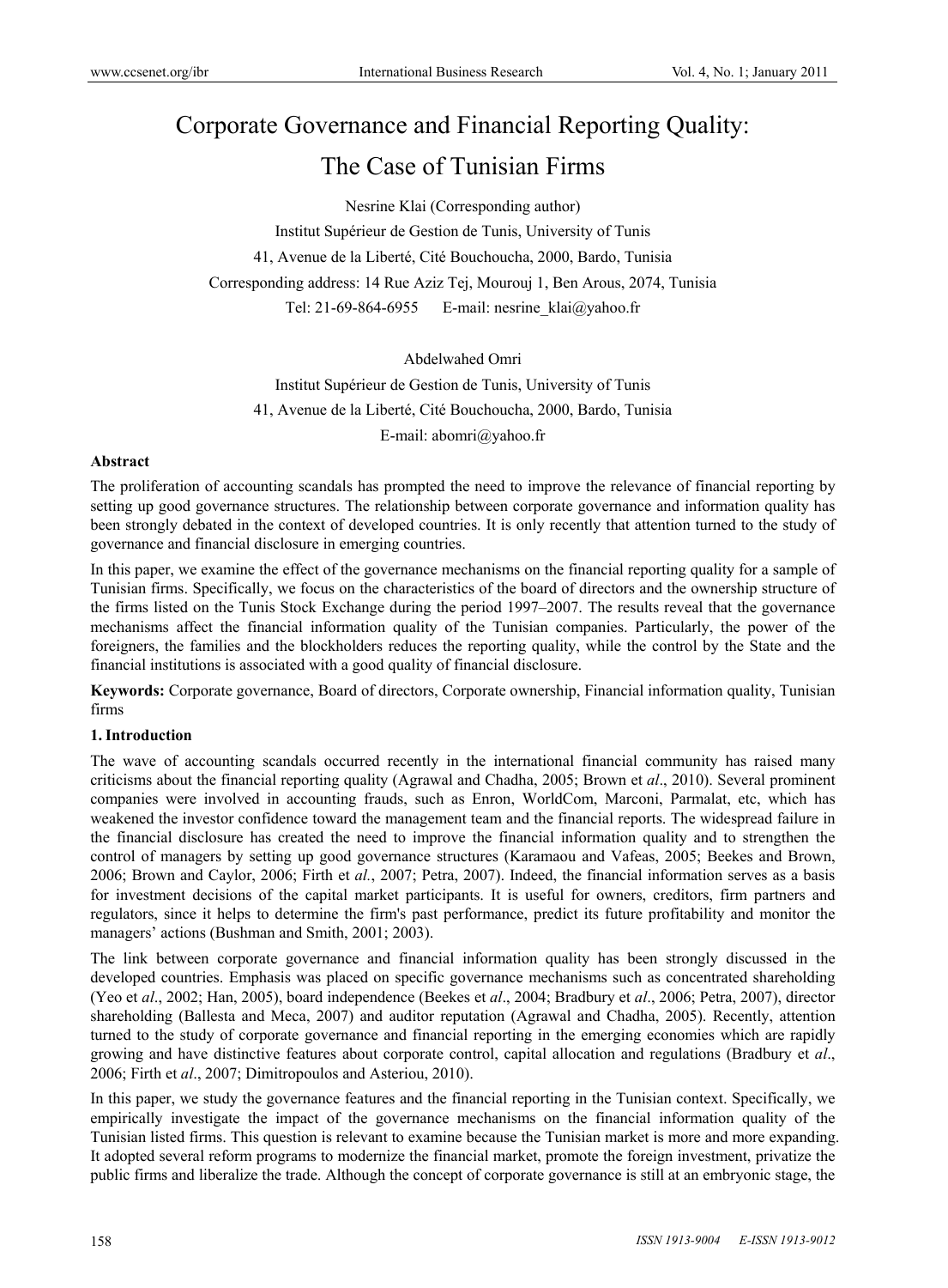# Corporate Governance and Financial Reporting Quality: The Case of Tunisian Firms

Nesrine Klai (Corresponding author)

Institut Supérieur de Gestion de Tunis, University of Tunis

41, Avenue de la Liberté, Cité Bouchoucha, 2000, Bardo, Tunisia

Corresponding address: 14 Rue Aziz Tej, Mourouj 1, Ben Arous, 2074, Tunisia

Tel: 21-69-864-6955 E-mail: nesrine_klai@yahoo.fr

Abdelwahed Omri

Institut Supérieur de Gestion de Tunis, University of Tunis

41, Avenue de la Liberté, Cité Bouchoucha, 2000, Bardo, Tunisia

E-mail: abomri@yahoo.fr

## Abstract

The proliferation of accounting scandals has prompted the need to improve the relevance of financial reporting by setting up good governance structures. The relationship between corporate governance and information quality has been strongly debated in the context of developed countries. It is only recently that attention turned to the study of governance and financial disclosure in emerging countries.

In this paper, we examine the effect of the governance mechanisms on the financial reporting quality for a sample of Tunisian firms. Specifically, we focus on the characteristics of the board of directors and the ownership structure of the firms listed on the Tunis Stock Exchange during the period 1997–2007. The results reveal that the governance mechanisms affect the financial information quality of the Tunisian companies. Particularly, the power of the foreigners, the families and the blockholders reduces the reporting quality, while the control by the State and the financial institutions is associated with a good quality of financial disclosure.

**Keywords:** Corporate governance, Board of directors, Corporate ownership, Financial information quality, Tunisian firms

## 1. Introduction

The wave of accounting scandals occurred recently in the international financial community has raised many criticisms about the financial reporting quality (Agrawal and Chadha, 2005; Brown et *al*., 2010). Several prominent companies were involved in accounting frauds, such as Enron, WorldCom, Marconi, Parmalat, etc, which has weakened the investor confidence toward the management team and the financial reports. The widespread failure in the financial disclosure has created the need to improve the financial information quality and to strengthen the control of managers by setting up good governance structures (Karamaou and Vafeas, 2005; Beekes and Brown, 2006; Brown and Caylor, 2006; Firth et *al.*, 2007; Petra, 2007). Indeed, the financial information serves as a basis for investment decisions of the capital market participants. It is useful for owners, creditors, firm partners and regulators, since it helps to determine the firm's past performance, predict its future profitability and monitor the managers' actions (Bushman and Smith, 2001; 2003).

The link between corporate governance and financial information quality has been strongly discussed in the developed countries. Emphasis was placed on specific governance mechanisms such as concentrated shareholding (Yeo et *al*., 2002; Han, 2005), board independence (Beekes et *al*., 2004; Bradbury et *al*., 2006; Petra, 2007), director shareholding (Ballesta and Meca, 2007) and auditor reputation (Agrawal and Chadha, 2005). Recently, attention turned to the study of corporate governance and financial reporting in the emerging economies which are rapidly growing and have distinctive features about corporate control, capital allocation and regulations (Bradbury et *al*., 2006; Firth et *al*., 2007; Dimitropoulos and Asteriou, 2010).

In this paper, we study the governance features and the financial reporting in the Tunisian context. Specifically, we empirically investigate the impact of the governance mechanisms on the financial information quality of the Tunisian listed firms. This question is relevant to examine because the Tunisian market is more and more expanding. It adopted several reform programs to modernize the financial market, promote the foreign investment, privatize the public firms and liberalize the trade. Although the concept of corporate governance is still at an embryonic stage, the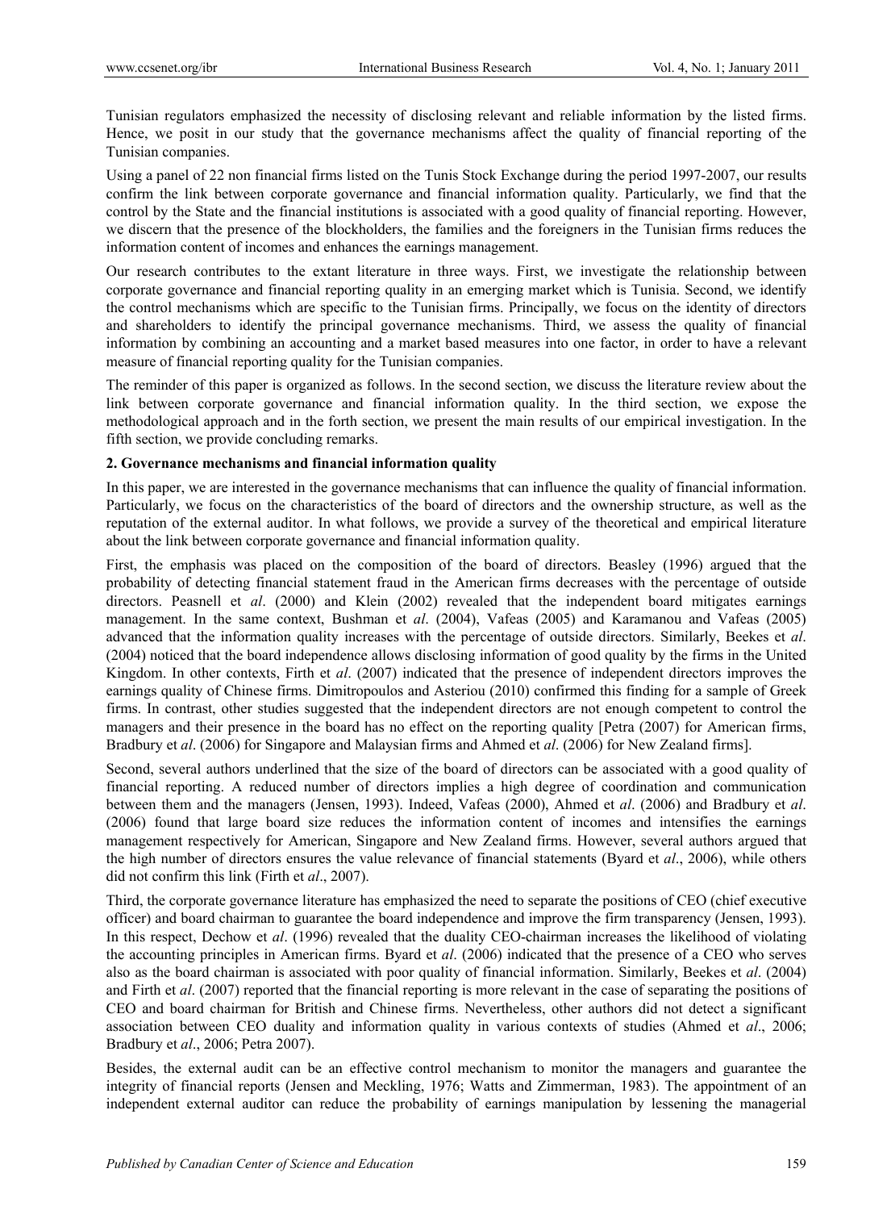Tunisian regulators emphasized the necessity of disclosing relevant and reliable information by the listed firms. Hence, we posit in our study that the governance mechanisms affect the quality of financial reporting of the Tunisian companies.

Using a panel of 22 non financial firms listed on the Tunis Stock Exchange during the period 1997-2007, our results confirm the link between corporate governance and financial information quality. Particularly, we find that the control by the State and the financial institutions is associated with a good quality of financial reporting. However, we discern that the presence of the blockholders, the families and the foreigners in the Tunisian firms reduces the information content of incomes and enhances the earnings management.

Our research contributes to the extant literature in three ways. First, we investigate the relationship between corporate governance and financial reporting quality in an emerging market which is Tunisia. Second, we identify the control mechanisms which are specific to the Tunisian firms. Principally, we focus on the identity of directors and shareholders to identify the principal governance mechanisms. Third, we assess the quality of financial information by combining an accounting and a market based measures into one factor, in order to have a relevant measure of financial reporting quality for the Tunisian companies.

The reminder of this paper is organized as follows. In the second section, we discuss the literature review about the link between corporate governance and financial information quality. In the third section, we expose the methodological approach and in the forth section, we present the main results of our empirical investigation. In the fifth section, we provide concluding remarks.

## 2. Governance mechanisms and financial information quality

In this paper, we are interested in the governance mechanisms that can influence the quality of financial information. Particularly, we focus on the characteristics of the board of directors and the ownership structure, as well as the reputation of the external auditor. In what follows, we provide a survey of the theoretical and empirical literature about the link between corporate governance and financial information quality.

First, the emphasis was placed on the composition of the board of directors. Beasley (1996) argued that the probability of detecting financial statement fraud in the American firms decreases with the percentage of outside directors. Peasnell et *al*. (2000) and Klein (2002) revealed that the independent board mitigates earnings management. In the same context, Bushman et *al*. (2004), Vafeas (2005) and Karamanou and Vafeas (2005) advanced that the information quality increases with the percentage of outside directors. Similarly, Beekes et *al*. (2004) noticed that the board independence allows disclosing information of good quality by the firms in the United Kingdom. In other contexts, Firth et *al*. (2007) indicated that the presence of independent directors improves the earnings quality of Chinese firms. Dimitropoulos and Asteriou (2010) confirmed this finding for a sample of Greek firms. In contrast, other studies suggested that the independent directors are not enough competent to control the managers and their presence in the board has no effect on the reporting quality [Petra (2007) for American firms, Bradbury et *al*. (2006) for Singapore and Malaysian firms and Ahmed et *al*. (2006) for New Zealand firms].

Second, several authors underlined that the size of the board of directors can be associated with a good quality of financial reporting. A reduced number of directors implies a high degree of coordination and communication between them and the managers (Jensen, 1993). Indeed, Vafeas (2000), Ahmed et *al*. (2006) and Bradbury et *al*. (2006) found that large board size reduces the information content of incomes and intensifies the earnings management respectively for American, Singapore and New Zealand firms. However, several authors argued that the high number of directors ensures the value relevance of financial statements (Byard et *al*., 2006), while others did not confirm this link (Firth et *al*., 2007).

Third, the corporate governance literature has emphasized the need to separate the positions of CEO (chief executive officer) and board chairman to guarantee the board independence and improve the firm transparency (Jensen, 1993). In this respect, Dechow et *al*. (1996) revealed that the duality CEO-chairman increases the likelihood of violating the accounting principles in American firms. Byard et *al*. (2006) indicated that the presence of a CEO who serves also as the board chairman is associated with poor quality of financial information. Similarly, Beekes et *al*. (2004) and Firth et *al*. (2007) reported that the financial reporting is more relevant in the case of separating the positions of CEO and board chairman for British and Chinese firms. Nevertheless, other authors did not detect a significant association between CEO duality and information quality in various contexts of studies (Ahmed et *al*., 2006; Bradbury et *al*., 2006; Petra 2007).

Besides, the external audit can be an effective control mechanism to monitor the managers and guarantee the integrity of financial reports (Jensen and Meckling, 1976; Watts and Zimmerman, 1983). The appointment of an independent external auditor can reduce the probability of earnings manipulation by lessening the managerial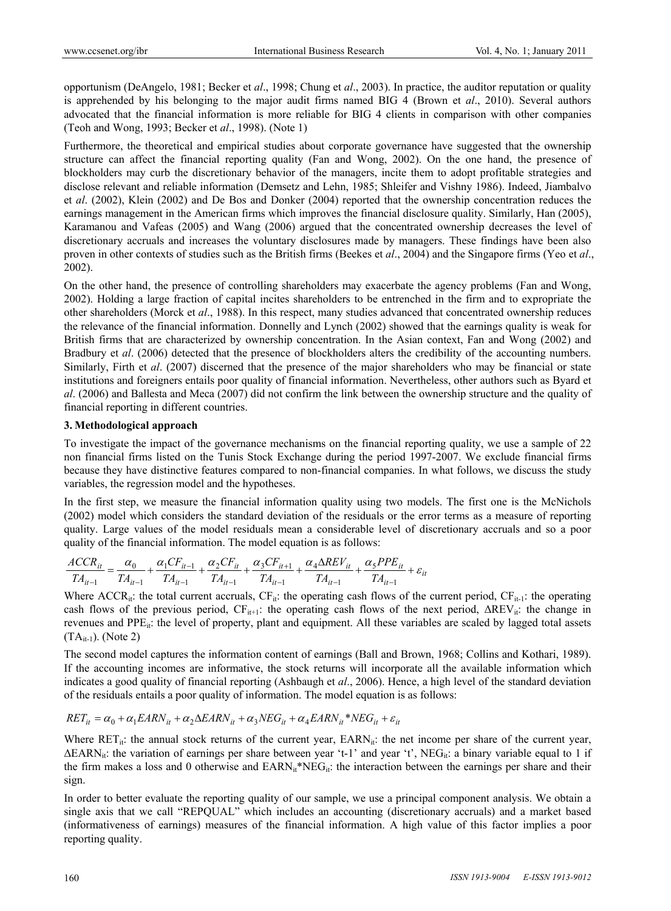opportunism (DeAngelo, 1981; Becker et *al*., 1998; Chung et *al*., 2003). In practice, the auditor reputation or quality is apprehended by his belonging to the major audit firms named BIG 4 (Brown et *al*., 2010). Several authors advocated that the financial information is more reliable for BIG 4 clients in comparison with other companies (Teoh and Wong, 1993; Becker et *al*., 1998). (Note 1)

Furthermore, the theoretical and empirical studies about corporate governance have suggested that the ownership structure can affect the financial reporting quality (Fan and Wong, 2002). On the one hand, the presence of blockholders may curb the discretionary behavior of the managers, incite them to adopt profitable strategies and disclose relevant and reliable information (Demsetz and Lehn, 1985; Shleifer and Vishny 1986). Indeed, Jiambalvo et *al*. (2002), Klein (2002) and De Bos and Donker (2004) reported that the ownership concentration reduces the earnings management in the American firms which improves the financial disclosure quality. Similarly, Han (2005), Karamanou and Vafeas (2005) and Wang (2006) argued that the concentrated ownership decreases the level of discretionary accruals and increases the voluntary disclosures made by managers. These findings have been also proven in other contexts of studies such as the British firms (Beekes et *al*., 2004) and the Singapore firms (Yeo et *al*., 2002).

On the other hand, the presence of controlling shareholders may exacerbate the agency problems (Fan and Wong, 2002). Holding a large fraction of capital incites shareholders to be entrenched in the firm and to expropriate the other shareholders (Morck et *al*., 1988). In this respect, many studies advanced that concentrated ownership reduces the relevance of the financial information. Donnelly and Lynch (2002) showed that the earnings quality is weak for British firms that are characterized by ownership concentration. In the Asian context, Fan and Wong (2002) and Bradbury et *al*. (2006) detected that the presence of blockholders alters the credibility of the accounting numbers. Similarly, Firth et *al*. (2007) discerned that the presence of the major shareholders who may be financial or state institutions and foreigners entails poor quality of financial information. Nevertheless, other authors such as Byard et *al*. (2006) and Ballesta and Meca (2007) did not confirm the link between the ownership structure and the quality of financial reporting in different countries.

## 3. Methodological approach

To investigate the impact of the governance mechanisms on the financial reporting quality, we use a sample of 22 non financial firms listed on the Tunis Stock Exchange during the period 1997-2007. We exclude financial firms because they have distinctive features compared to non-financial companies. In what follows, we discuss the study variables, the regression model and the hypotheses.

In the first step, we measure the financial information quality using two models. The first one is the McNichols (2002) model which considers the standard deviation of the residuals or the error terms as a measure of reporting quality. Large values of the model residuals mean a considerable level of discretionary accruals and so a poor quality of the financial information. The model equation is as follows:

$$\frac{ACCR_{it}}{TA_{it-1}} = \frac{\alpha_0}{TA_{it-1}} + \frac{\alpha_1 CF_{it-1}}{TA_{it-1}} + \frac{\alpha_2 CF_{it}}{TA_{it-1}} + \frac{\alpha_3 CF_{it+1}}{TA_{it-1}} + \frac{\alpha_4 \Delta REV_{it}}{TA_{it-1}} + \frac{\alpha_5 PPE_{it}}{TA_{it-1}} + \varepsilon_{it}$$

Where $ACCR_{it}$: the total current accruals, $CF_{it}$: the operating cash flows of the current period, $CF_{it-1}$: the operating cash flows of the previous period, $CF_{it+1}$: the operating cash flows of the next period, $\Delta REV_{it}$: the change in revenues and $PPE_{it}$: the level of property, plant and equipment. All these variables are scaled by lagged total assets ($TA_{it-1}$). (Note 2)

The second model captures the information content of earnings (Ball and Brown, 1968; Collins and Kothari, 1989). If the accounting incomes are informative, the stock returns will incorporate all the available information which indicates a good quality of financial reporting (Ashbaugh et *al*., 2006). Hence, a high level of the standard deviation of the residuals entails a poor quality of information. The model equation is as follows:

$$RET_{it} = \alpha_0 + \alpha_1 EARN_{it} + \alpha_2 \Delta EARN_{it} + \alpha_3 NEG_{it} + \alpha_4 EARN_{it} * NEG_{it} + \varepsilon_{it}$$

Where $RET_{it}$: the annual stock returns of the current year, $EARN_{it}$: the net income per share of the current year, $\Delta EARN_{it}$: the variation of earnings per share between year 't-1' and year 't', $NEG_{it}$: a binary variable equal to 1 if the firm makes a loss and 0 otherwise and $EARN_{it}*NEG_{it}$: the interaction between the earnings per share and their sign.

In order to better evaluate the reporting quality of our sample, we use a principal component analysis. We obtain a single axis that we call "REPQUAL" which includes an accounting (discretionary accruals) and a market based (informativeness of earnings) measures of the financial information. A high value of this factor implies a poor reporting quality.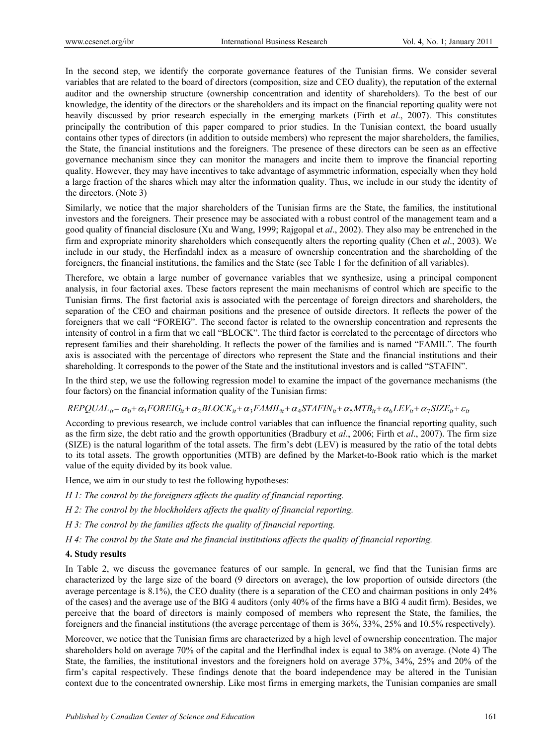In the second step, we identify the corporate governance features of the Tunisian firms. We consider several variables that are related to the board of directors (composition, size and CEO duality), the reputation of the external auditor and the ownership structure (ownership concentration and identity of shareholders). To the best of our knowledge, the identity of the directors or the shareholders and its impact on the financial reporting quality were not heavily discussed by prior research especially in the emerging markets (Firth et *al*., 2007). This constitutes principally the contribution of this paper compared to prior studies. In the Tunisian context, the board usually contains other types of directors (in addition to outside members) who represent the major shareholders, the families, the State, the financial institutions and the foreigners. The presence of these directors can be seen as an effective governance mechanism since they can monitor the managers and incite them to improve the financial reporting quality. However, they may have incentives to take advantage of asymmetric information, especially when they hold a large fraction of the shares which may alter the information quality. Thus, we include in our study the identity of the directors. (Note 3)

Similarly, we notice that the major shareholders of the Tunisian firms are the State, the families, the institutional investors and the foreigners. Their presence may be associated with a robust control of the management team and a good quality of financial disclosure (Xu and Wang, 1999; Rajgopal et *al*., 2002). They also may be entrenched in the firm and expropriate minority shareholders which consequently alters the reporting quality (Chen et *al*., 2003). We include in our study, the Herfindahl index as a measure of ownership concentration and the shareholding of the foreigners, the financial institutions, the families and the State (see Table 1 for the definition of all variables).

Therefore, we obtain a large number of governance variables that we synthesize, using a principal component analysis, in four factorial axes. These factors represent the main mechanisms of control which are specific to the Tunisian firms. The first factorial axis is associated with the percentage of foreign directors and shareholders, the separation of the CEO and chairman positions and the presence of outside directors. It reflects the power of the foreigners that we call "FOREIG". The second factor is related to the ownership concentration and represents the intensity of control in a firm that we call "BLOCK". The third factor is correlated to the percentage of directors who represent families and their shareholding. It reflects the power of the families and is named "FAMIL". The fourth axis is associated with the percentage of directors who represent the State and the financial institutions and their shareholding. It corresponds to the power of the State and the institutional investors and is called "STAFIN".

In the third step, we use the following regression model to examine the impact of the governance mechanisms (the four factors) on the financial information quality of the Tunisian firms:

$$REPQUAL_{it} = \alpha_0 + \alpha_1 FOREIG_{it} + \alpha_2 BLOCK_{it} + \alpha_3 FAMIL_{it} + \alpha_4 STAFIN_{it} + \alpha_5 MTB_{it} + \alpha_6 LEV_{it} + \alpha_7 SIZE_{it} + \varepsilon_{it}$$

According to previous research, we include control variables that can influence the financial reporting quality, such as the firm size, the debt ratio and the growth opportunities (Bradbury et *al*., 2006; Firth et *al*., 2007). The firm size (SIZE) is the natural logarithm of the total assets. The firm's debt (LEV) is measured by the ratio of the total debts to its total assets. The growth opportunities (MTB) are defined by the Market-to-Book ratio which is the market value of the equity divided by its book value.

Hence, we aim in our study to test the following hypotheses:

*H 1: The control by the foreigners affects the quality of financial reporting.*

*H 2: The control by the blockholders affects the quality of financial reporting.*

*H 3: The control by the families affects the quality of financial reporting.*

*H 4: The control by the State and the financial institutions affects the quality of financial reporting.*

## 4. Study results

In Table 2, we discuss the governance features of our sample. In general, we find that the Tunisian firms are characterized by the large size of the board (9 directors on average), the low proportion of outside directors (the average percentage is 8.1%), the CEO duality (there is a separation of the CEO and chairman positions in only 24% of the cases) and the average use of the BIG 4 auditors (only 40% of the firms have a BIG 4 audit firm). Besides, we perceive that the board of directors is mainly composed of members who represent the State, the families, the foreigners and the financial institutions (the average percentage of them is 36%, 33%, 25% and 10.5% respectively).

Moreover, we notice that the Tunisian firms are characterized by a high level of ownership concentration. The major shareholders hold on average 70% of the capital and the Herfindhal index is equal to 38% on average. (Note 4) The State, the families, the institutional investors and the foreigners hold on average 37%, 34%, 25% and 20% of the firm's capital respectively. These findings denote that the board independence may be altered in the Tunisian context due to the concentrated ownership. Like most firms in emerging markets, the Tunisian companies are small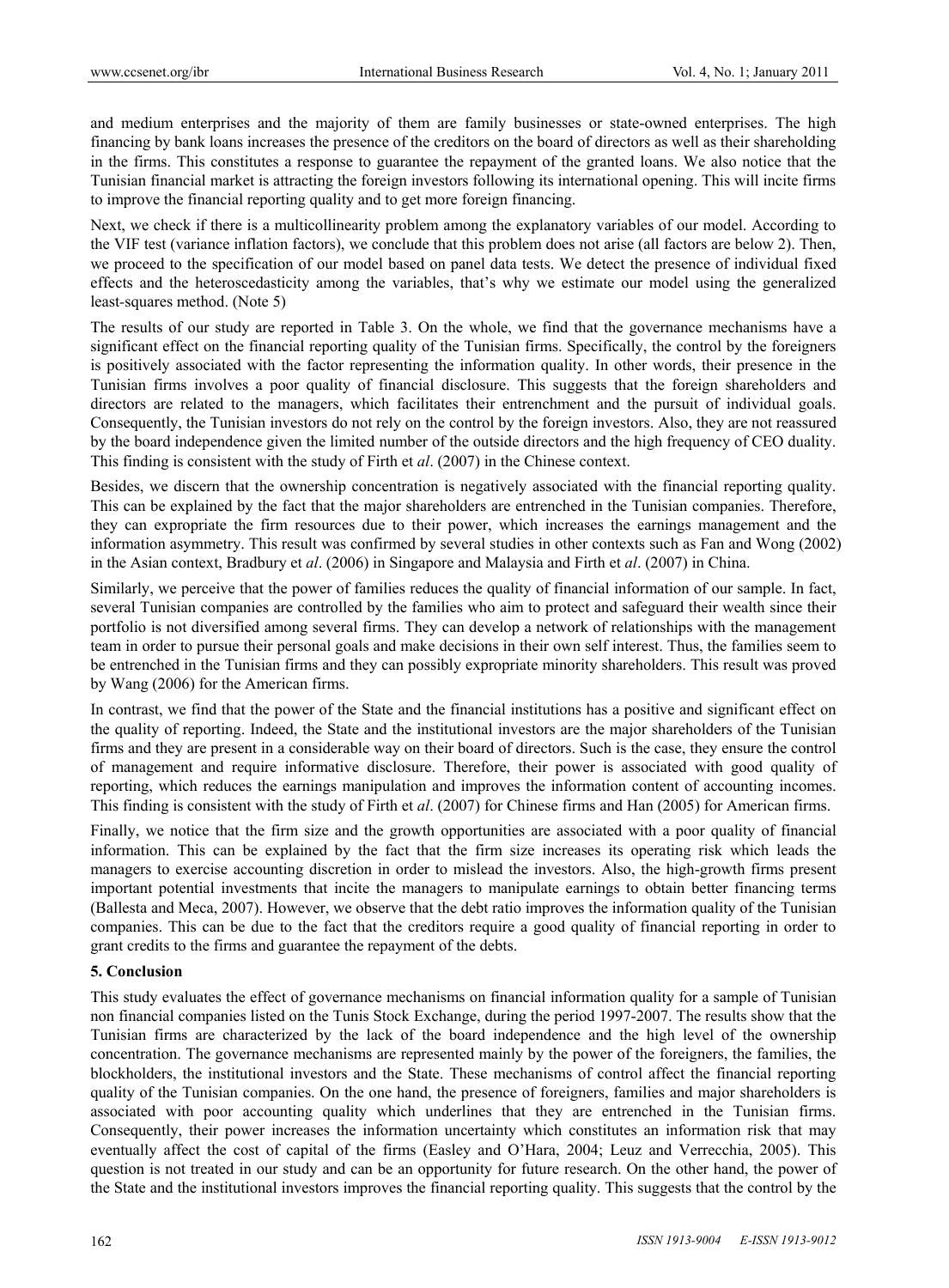and medium enterprises and the majority of them are family businesses or state-owned enterprises. The high financing by bank loans increases the presence of the creditors on the board of directors as well as their shareholding in the firms. This constitutes a response to guarantee the repayment of the granted loans. We also notice that the Tunisian financial market is attracting the foreign investors following its international opening. This will incite firms to improve the financial reporting quality and to get more foreign financing.

Next, we check if there is a multicollinearity problem among the explanatory variables of our model. According to the VIF test (variance inflation factors), we conclude that this problem does not arise (all factors are below 2). Then, we proceed to the specification of our model based on panel data tests. We detect the presence of individual fixed effects and the heteroscedasticity among the variables, that's why we estimate our model using the generalized least-squares method. (Note 5)

The results of our study are reported in Table 3. On the whole, we find that the governance mechanisms have a significant effect on the financial reporting quality of the Tunisian firms. Specifically, the control by the foreigners is positively associated with the factor representing the information quality. In other words, their presence in the Tunisian firms involves a poor quality of financial disclosure. This suggests that the foreign shareholders and directors are related to the managers, which facilitates their entrenchment and the pursuit of individual goals. Consequently, the Tunisian investors do not rely on the control by the foreign investors. Also, they are not reassured by the board independence given the limited number of the outside directors and the high frequency of CEO duality. This finding is consistent with the study of Firth et *al*. (2007) in the Chinese context.

Besides, we discern that the ownership concentration is negatively associated with the financial reporting quality. This can be explained by the fact that the major shareholders are entrenched in the Tunisian companies. Therefore, they can expropriate the firm resources due to their power, which increases the earnings management and the information asymmetry. This result was confirmed by several studies in other contexts such as Fan and Wong (2002) in the Asian context, Bradbury et *al*. (2006) in Singapore and Malaysia and Firth et *al*. (2007) in China.

Similarly, we perceive that the power of families reduces the quality of financial information of our sample. In fact, several Tunisian companies are controlled by the families who aim to protect and safeguard their wealth since their portfolio is not diversified among several firms. They can develop a network of relationships with the management team in order to pursue their personal goals and make decisions in their own self interest. Thus, the families seem to be entrenched in the Tunisian firms and they can possibly expropriate minority shareholders. This result was proved by Wang (2006) for the American firms.

In contrast, we find that the power of the State and the financial institutions has a positive and significant effect on the quality of reporting. Indeed, the State and the institutional investors are the major shareholders of the Tunisian firms and they are present in a considerable way on their board of directors. Such is the case, they ensure the control of management and require informative disclosure. Therefore, their power is associated with good quality of reporting, which reduces the earnings manipulation and improves the information content of accounting incomes. This finding is consistent with the study of Firth et *al*. (2007) for Chinese firms and Han (2005) for American firms.

Finally, we notice that the firm size and the growth opportunities are associated with a poor quality of financial information. This can be explained by the fact that the firm size increases its operating risk which leads the managers to exercise accounting discretion in order to mislead the investors. Also, the high-growth firms present important potential investments that incite the managers to manipulate earnings to obtain better financing terms (Ballesta and Meca, 2007). However, we observe that the debt ratio improves the information quality of the Tunisian companies. This can be due to the fact that the creditors require a good quality of financial reporting in order to grant credits to the firms and guarantee the repayment of the debts.

## 5. Conclusion

This study evaluates the effect of governance mechanisms on financial information quality for a sample of Tunisian non financial companies listed on the Tunis Stock Exchange, during the period 1997-2007. The results show that the Tunisian firms are characterized by the lack of the board independence and the high level of the ownership concentration. The governance mechanisms are represented mainly by the power of the foreigners, the families, the blockholders, the institutional investors and the State. These mechanisms of control affect the financial reporting quality of the Tunisian companies. On the one hand, the presence of foreigners, families and major shareholders is associated with poor accounting quality which underlines that they are entrenched in the Tunisian firms. Consequently, their power increases the information uncertainty which constitutes an information risk that may eventually affect the cost of capital of the firms (Easley and O'Hara, 2004; Leuz and Verrecchia, 2005). This question is not treated in our study and can be an opportunity for future research. On the other hand, the power of the State and the institutional investors improves the financial reporting quality. This suggests that the control by the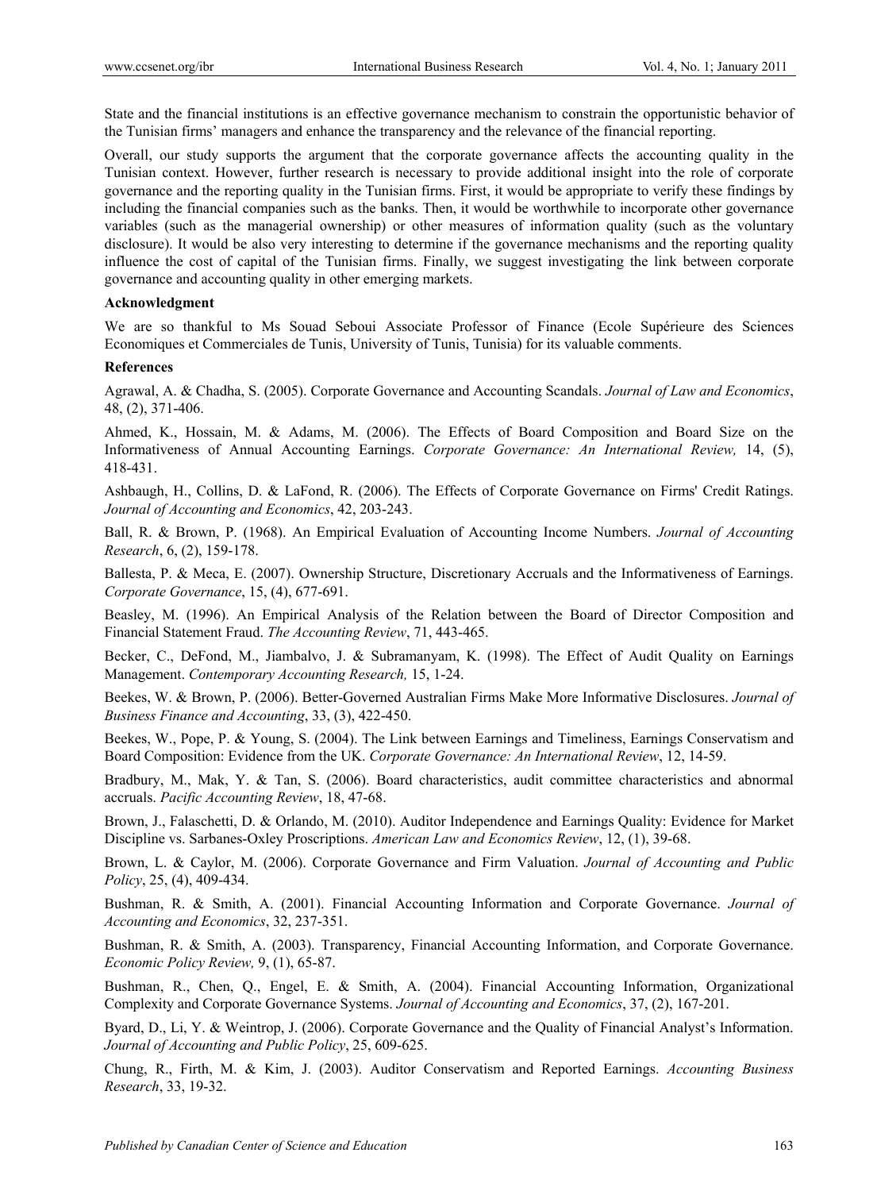State and the financial institutions is an effective governance mechanism to constrain the opportunistic behavior of the Tunisian firms' managers and enhance the transparency and the relevance of the financial reporting.

Overall, our study supports the argument that the corporate governance affects the accounting quality in the Tunisian context. However, further research is necessary to provide additional insight into the role of corporate governance and the reporting quality in the Tunisian firms. First, it would be appropriate to verify these findings by including the financial companies such as the banks. Then, it would be worthwhile to incorporate other governance variables (such as the managerial ownership) or other measures of information quality (such as the voluntary disclosure). It would be also very interesting to determine if the governance mechanisms and the reporting quality influence the cost of capital of the Tunisian firms. Finally, we suggest investigating the link between corporate governance and accounting quality in other emerging markets.

**Acknowledgment**

We are so thankful to Ms Souad Seboui Associate Professor of Finance (Ecole Supérieure des Sciences Economiques et Commerciales de Tunis, University of Tunis, Tunisia) for its valuable comments.

**References**

Agrawal, A. & Chadha, S. (2005). Corporate Governance and Accounting Scandals. *Journal of Law and Economics*, 48, (2), 371-406.

Ahmed, K., Hossain, M. & Adams, M. (2006). The Effects of Board Composition and Board Size on the Informativeness of Annual Accounting Earnings. *Corporate Governance: An International Review,* 14, (5), 418-431.

Ashbaugh, H., Collins, D. & LaFond, R. (2006). The Effects of Corporate Governance on Firms' Credit Ratings. *Journal of Accounting and Economics*, 42, 203-243.

Ball, R. & Brown, P. (1968). An Empirical Evaluation of Accounting Income Numbers. *Journal of Accounting Research*, 6, (2), 159-178.

Ballesta, P. & Meca, E. (2007). Ownership Structure, Discretionary Accruals and the Informativeness of Earnings. *Corporate Governance*, 15, (4), 677-691.

Beasley, M. (1996). An Empirical Analysis of the Relation between the Board of Director Composition and Financial Statement Fraud. *The Accounting Review*, 71, 443-465.

Becker, C., DeFond, M., Jiambalvo, J. & Subramanyam, K. (1998). The Effect of Audit Quality on Earnings Management. *Contemporary Accounting Research,* 15, 1-24.

Beekes, W. & Brown, P. (2006). Better-Governed Australian Firms Make More Informative Disclosures. *Journal of Business Finance and Accounting*, 33, (3), 422-450.

Beekes, W., Pope, P. & Young, S. (2004). The Link between Earnings and Timeliness, Earnings Conservatism and Board Composition: Evidence from the UK. *Corporate Governance: An International Review*, 12, 14-59.

Bradbury, M., Mak, Y. & Tan, S. (2006). Board characteristics, audit committee characteristics and abnormal accruals. *Pacific Accounting Review*, 18, 47-68.

Brown, J., Falaschetti, D. & Orlando, M. (2010). Auditor Independence and Earnings Quality: Evidence for Market Discipline vs. Sarbanes-Oxley Proscriptions. *American Law and Economics Review*, 12, (1), 39-68.

Brown, L. & Caylor, M. (2006). Corporate Governance and Firm Valuation. *Journal of Accounting and Public Policy*, 25, (4), 409-434.

Bushman, R. & Smith, A. (2001). Financial Accounting Information and Corporate Governance. *Journal of Accounting and Economics*, 32, 237-351.

Bushman, R. & Smith, A. (2003). Transparency, Financial Accounting Information, and Corporate Governance. *Economic Policy Review,* 9, (1), 65-87.

Bushman, R., Chen, Q., Engel, E. & Smith, A. (2004). Financial Accounting Information, Organizational Complexity and Corporate Governance Systems. *Journal of Accounting and Economics*, 37, (2), 167-201.

Byard, D., Li, Y. & Weintrop, J. (2006). Corporate Governance and the Quality of Financial Analyst's Information. *Journal of Accounting and Public Policy*, 25, 609-625.

Chung, R., Firth, M. & Kim, J. (2003). Auditor Conservatism and Reported Earnings. *Accounting Business Research*, 33, 19-32.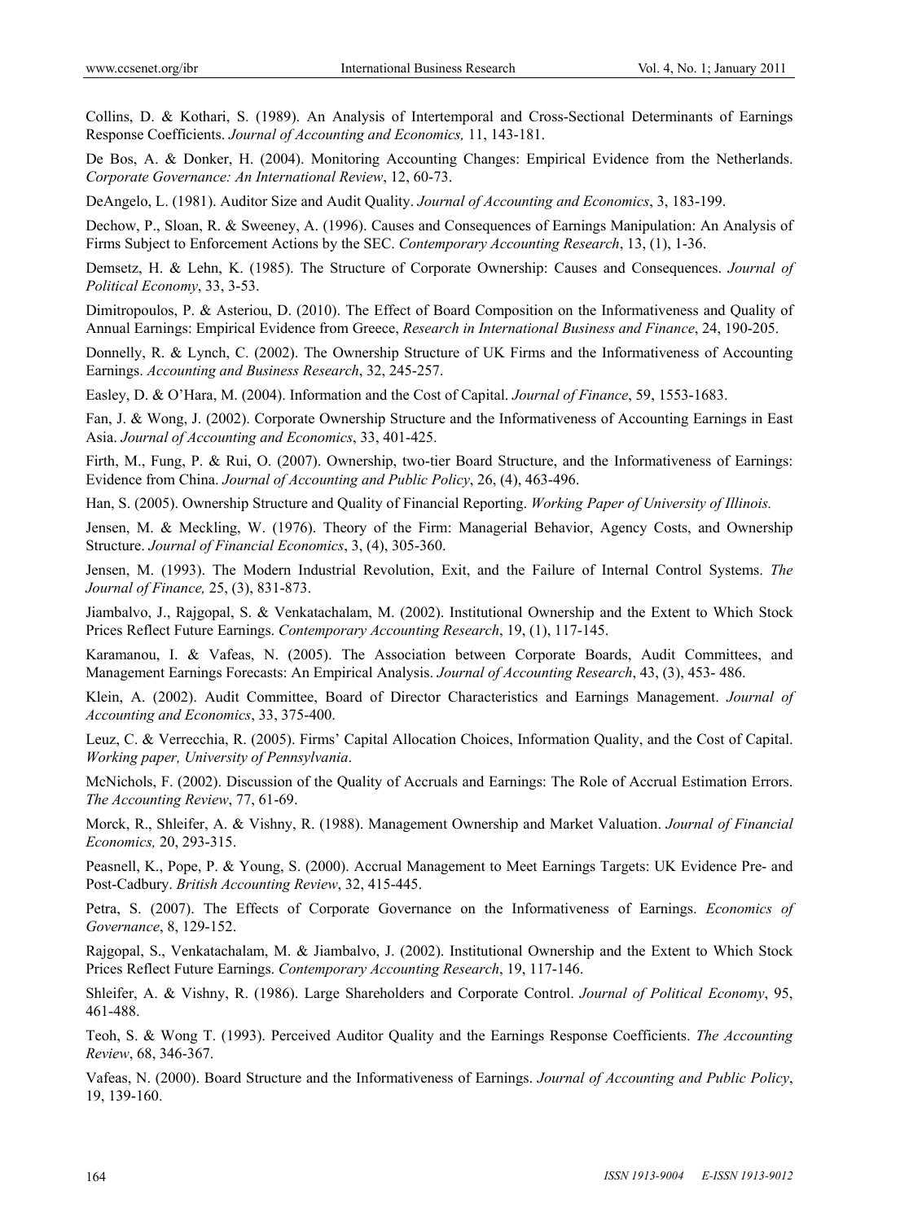Collins, D. & Kothari, S. (1989). An Analysis of Intertemporal and Cross-Sectional Determinants of Earnings Response Coefficients. *Journal of Accounting and Economics,* 11, 143-181.

De Bos, A. & Donker, H. (2004). Monitoring Accounting Changes: Empirical Evidence from the Netherlands. *Corporate Governance: An International Review*, 12, 60-73.

DeAngelo, L. (1981). Auditor Size and Audit Quality. *Journal of Accounting and Economics*, 3, 183-199.

Dechow, P., Sloan, R. & Sweeney, A. (1996). Causes and Consequences of Earnings Manipulation: An Analysis of Firms Subject to Enforcement Actions by the SEC. *Contemporary Accounting Research*, 13, (1), 1-36.

Demsetz, H. & Lehn, K. (1985). The Structure of Corporate Ownership: Causes and Consequences. *Journal of Political Economy*, 33, 3-53.

Dimitropoulos, P. & Asteriou, D. (2010). The Effect of Board Composition on the Informativeness and Quality of Annual Earnings: Empirical Evidence from Greece, *Research in International Business and Finance*, 24, 190-205.

Donnelly, R. & Lynch, C. (2002). The Ownership Structure of UK Firms and the Informativeness of Accounting Earnings. *Accounting and Business Research*, 32, 245-257.

Easley, D. & O'Hara, M. (2004). Information and the Cost of Capital. *Journal of Finance*, 59, 1553-1683.

Fan, J. & Wong, J. (2002). Corporate Ownership Structure and the Informativeness of Accounting Earnings in East Asia. *Journal of Accounting and Economics*, 33, 401-425.

Firth, M., Fung, P. & Rui, O. (2007). Ownership, two-tier Board Structure, and the Informativeness of Earnings: Evidence from China. *Journal of Accounting and Public Policy*, 26, (4), 463-496.

Han, S. (2005). Ownership Structure and Quality of Financial Reporting. *Working Paper of University of Illinois.*

Jensen, M. & Meckling, W. (1976). Theory of the Firm: Managerial Behavior, Agency Costs, and Ownership Structure. *Journal of Financial Economics*, 3, (4), 305-360.

Jensen, M. (1993). The Modern Industrial Revolution, Exit, and the Failure of Internal Control Systems. *The Journal of Finance,* 25, (3), 831-873.

Jiambalvo, J., Rajgopal, S. & Venkatachalam, M. (2002). Institutional Ownership and the Extent to Which Stock Prices Reflect Future Earnings. *Contemporary Accounting Research*, 19, (1), 117-145.

Karamanou, I. & Vafeas, N. (2005). The Association between Corporate Boards, Audit Committees, and Management Earnings Forecasts: An Empirical Analysis. *Journal of Accounting Research*, 43, (3), 453- 486.

Klein, A. (2002). Audit Committee, Board of Director Characteristics and Earnings Management. *Journal of Accounting and Economics*, 33, 375-400.

Leuz, C. & Verrecchia, R. (2005). Firms' Capital Allocation Choices, Information Quality, and the Cost of Capital. *Working paper, University of Pennsylvania*.

McNichols, F. (2002). Discussion of the Quality of Accruals and Earnings: The Role of Accrual Estimation Errors. *The Accounting Review*, 77, 61-69.

Morck, R., Shleifer, A. & Vishny, R. (1988). Management Ownership and Market Valuation. *Journal of Financial Economics,* 20, 293-315.

Peasnell, K., Pope, P. & Young, S. (2000). Accrual Management to Meet Earnings Targets: UK Evidence Pre- and Post-Cadbury. *British Accounting Review*, 32, 415-445.

Petra, S. (2007). The Effects of Corporate Governance on the Informativeness of Earnings. *Economics of Governance*, 8, 129-152.

Rajgopal, S., Venkatachalam, M. & Jiambalvo, J. (2002). Institutional Ownership and the Extent to Which Stock Prices Reflect Future Earnings. *Contemporary Accounting Research*, 19, 117-146.

Shleifer, A. & Vishny, R. (1986). Large Shareholders and Corporate Control. *Journal of Political Economy*, 95, 461-488.

Teoh, S. & Wong T. (1993). Perceived Auditor Quality and the Earnings Response Coefficients. *The Accounting Review*, 68, 346-367.

Vafeas, N. (2000). Board Structure and the Informativeness of Earnings. *Journal of Accounting and Public Policy*, 19, 139-160.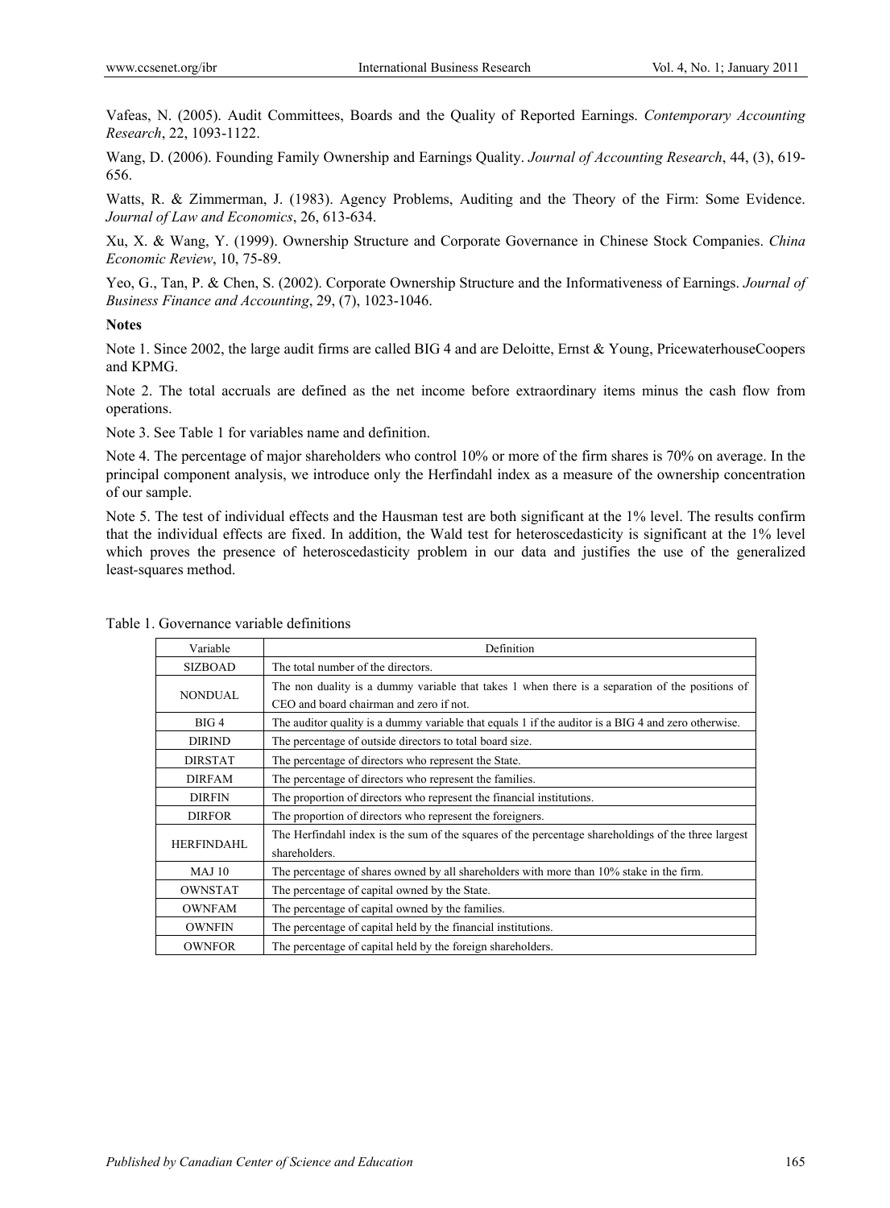Vafeas, N. (2005). Audit Committees, Boards and the Quality of Reported Earnings. *Contemporary Accounting Research*, 22, 1093-1122.

Wang, D. (2006). Founding Family Ownership and Earnings Quality. *Journal of Accounting Research*, 44, (3), 619-656.

Watts, R. & Zimmerman, J. (1983). Agency Problems, Auditing and the Theory of the Firm: Some Evidence. *Journal of Law and Economics*, 26, 613-634.

Xu, X. & Wang, Y. (1999). Ownership Structure and Corporate Governance in Chinese Stock Companies. *China Economic Review*, 10, 75-89.

Yeo, G., Tan, P. & Chen, S. (2002). Corporate Ownership Structure and the Informativeness of Earnings. *Journal of Business Finance and Accounting*, 29, (7), 1023-1046.

**Notes**

Note 1. Since 2002, the large audit firms are called BIG 4 and are Deloitte, Ernst & Young, PricewaterhouseCoopers and KPMG.

Note 2. The total accruals are defined as the net income before extraordinary items minus the cash flow from operations.

Note 3. See Table 1 for variables name and definition.

Note 4. The percentage of major shareholders who control 10% or more of the firm shares is 70% on average. In the principal component analysis, we introduce only the Herfindahl index as a measure of the ownership concentration of our sample.

Note 5. The test of individual effects and the Hausman test are both significant at the 1% level. The results confirm that the individual effects are fixed. In addition, the Wald test for heteroscedasticity is significant at the 1% level which proves the presence of heteroscedasticity problem in our data and justifies the use of the generalized least-squares method.

Table 1. Governance variable definitions

| Variable | Definition |
|---|---|
| SIZBOAD | The total number of the directors. |
| NONDUAL | The non duality is a dummy variable that takes 1 when there is a separation of the positions of CEO and board chairman and zero if not. |
| BIG 4 | The auditor quality is a dummy variable that equals 1 if the auditor is a BIG 4 and zero otherwise. |
| DIRIND | The percentage of outside directors to total board size. |
| DIRSTAT | The percentage of directors who represent the State. |
| DIRFAM | The percentage of directors who represent the families. |
| DIRFIN | The proportion of directors who represent the financial institutions. |
| DIRFOR | The proportion of directors who represent the foreigners. |
| HERFINDAHL | The Herfindahl index is the sum of the squares of the percentage shareholdings of the three largest shareholders. |
| MAJ 10 | The percentage of shares owned by all shareholders with more than 10% stake in the firm. |
| OWNSTAT | The percentage of capital owned by the State. |
| OWNFAM | The percentage of capital owned by the families. |
| OWNFIN | The percentage of capital held by the financial institutions. |
| OWNFOR | The percentage of capital held by the foreign shareholders. |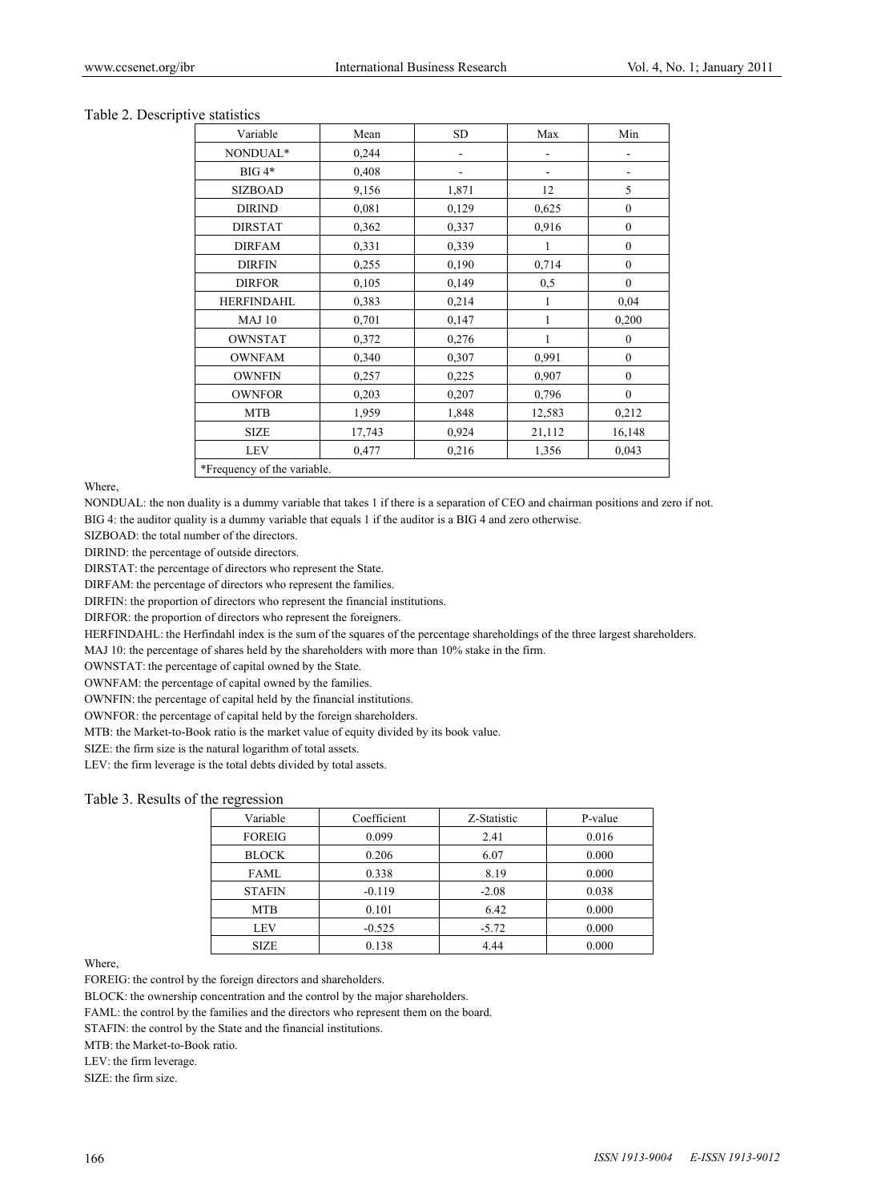Table 2. Descriptive statistics

| Variable | Mean | SD | Max | Min |
|---|---|---|---|---|
| NONDUAL* | 0,244 | - | - | - |
| BIG 4* | 0,408 | - | - | - |
| SIZBOAD | 9,156 | 1,871 | 12 | 5 |
| DIRIND | 0,081 | 0,129 | 0,625 | 0 |
| DIRSTAT | 0,362 | 0,337 | 0,916 | 0 |
| DIRFAM | 0,331 | 0,339 | 1 | 0 |
| DIRFIN | 0,255 | 0,190 | 0,714 | 0 |
| DIRFOR | 0,105 | 0,149 | 0,5 | 0 |
| HERFINDAHL | 0,383 | 0,214 | 1 | 0,04 |
| MAJ 10 | 0,701 | 0,147 | 1 | 0,200 |
| OWNSTAT | 0,372 | 0,276 | 1 | 0 |
| OWNFAM | 0,340 | 0,307 | 0,991 | 0 |
| OWNFIN | 0,257 | 0,225 | 0,907 | 0 |
| OWNFOR | 0,203 | 0,207 | 0,796 | 0 |
| MTB | 1,959 | 1,848 | 12,583 | 0,212 |
| SIZE | 17,743 | 0,924 | 21,112 | 16,148 |
| LEV | 0,477 | 0,216 | 1,356 | 0,043 |
| *Frequency of the variable. | | | | |

Where,

NONDUAL: the non duality is a dummy variable that takes 1 if there is a separation of CEO and chairman positions and zero if not.

BIG 4: the auditor quality is a dummy variable that equals 1 if the auditor is a BIG 4 and zero otherwise.

SIZBOAD: the total number of the directors.

DIRIND: the percentage of outside directors.

DIRSTAT: the percentage of directors who represent the State.

DIRFAM: the percentage of directors who represent the families.

DIRFIN: the proportion of directors who represent the financial institutions.

DIRFOR: the proportion of directors who represent the foreigners.

HERFINDAHL: the Herfindahl index is the sum of the squares of the percentage shareholdings of the three largest shareholders.

MAJ 10: the percentage of shares held by the shareholders with more than 10% stake in the firm.

OWNSTAT: the percentage of capital owned by the State.

OWNFAM: the percentage of capital owned by the families.

OWNFIN: the percentage of capital held by the financial institutions.

OWNFOR: the percentage of capital held by the foreign shareholders.

MTB: the Market-to-Book ratio is the market value of equity divided by its book value.

SIZE: the firm size is the natural logarithm of total assets.

LEV: the firm leverage is the total debts divided by total assets.

Table 3. Results of the regression

| Variable | Coefficient | Z-Statistic | P-value |
|---|---|---|---|
| FOREIG | 0.099 | 2.41 | 0.016 |
| BLOCK | 0.206 | 6.07 | 0.000 |
| FAML | 0.338 | 8.19 | 0.000 |
| STAFIN | -0.119 | -2.08 | 0.038 |
| MTB | 0.101 | 6.42 | 0.000 |
| LEV | -0.525 | -5.72 | 0.000 |
| SIZE | 0.138 | 4.44 | 0.000 |

Where,

FOREIG: the control by the foreign directors and shareholders.

BLOCK: the ownership concentration and the control by the major shareholders.

FAML: the control by the families and the directors who represent them on the board.

STAFIN: the control by the State and the financial institutions.

MTB: the Market-to-Book ratio.

LEV: the firm leverage.

SIZE: the firm size.